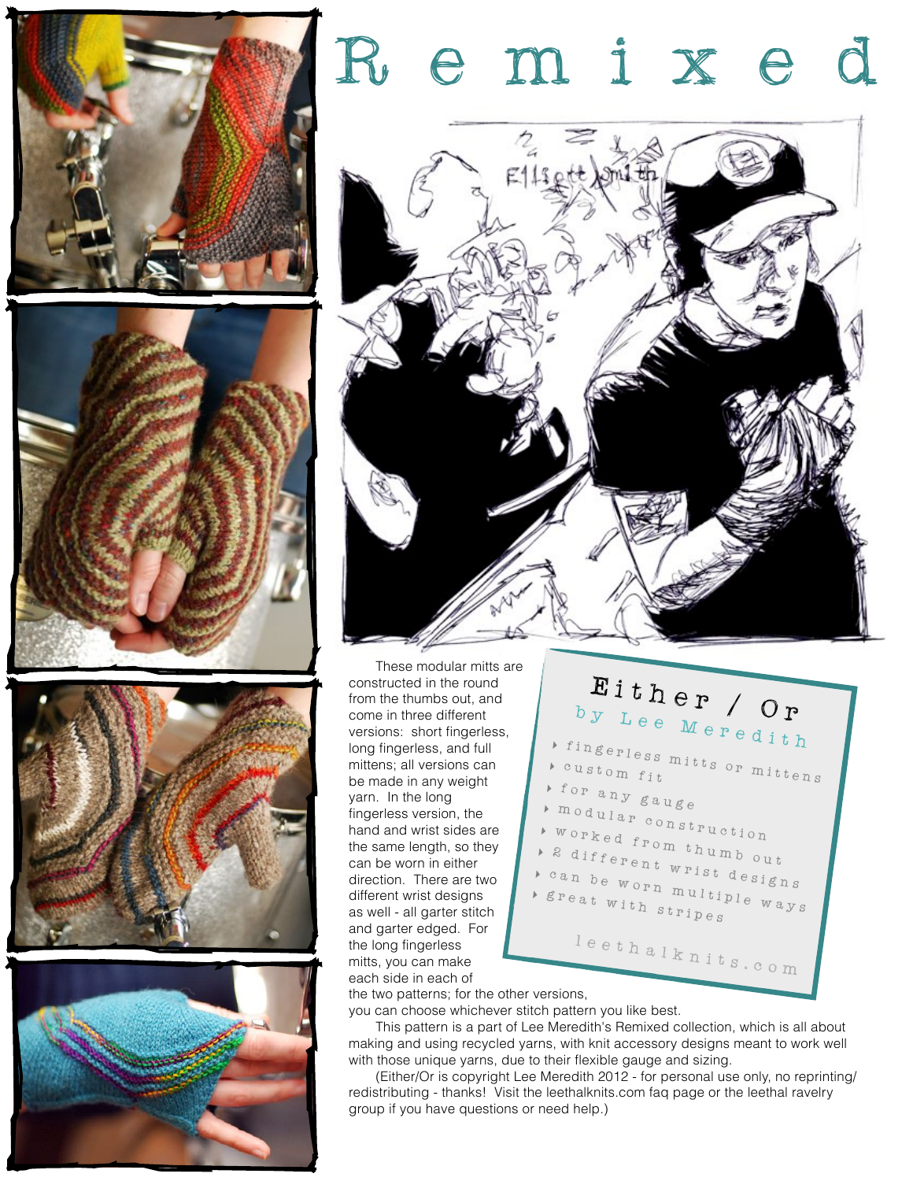# Remixed

## Either / Or

### by Lee Meredith

- fingerless mitts or mittens
- custom fit
- for any gauge
- modular construction
- worked from thumb out
- 2 different wrist designs
- can be worn multiple ways
- great with stripes

leethalknits.com

These modular mitts are constructed in the round from the thumbs out, and come in three different versions: short fingerless, long fingerless, and full mittens; all versions can be made in any weight yarn. In the long fingerless version, the hand and wrist sides are the same length, so they can be worn in either direction. There are two different wrist designs as well - all garter stitch and garter edged. For the long fingerless mitts, you can make each side in each of the two patterns; for the other versions, you can choose whichever stitch pattern you like best.

This pattern is a part of Lee Meredith's Remixed collection, which is all about making and using recycled yarns, with knit accessory designs meant to work well with those unique yarns, due to their flexible gauge and sizing.

(Either/Or is copyright Lee Meredith 2012 - for personal use only, no reprinting/ redistributing - thanks! Visit the leethalknits.com faq page or the leethal ravelry group if you have questions or need help.)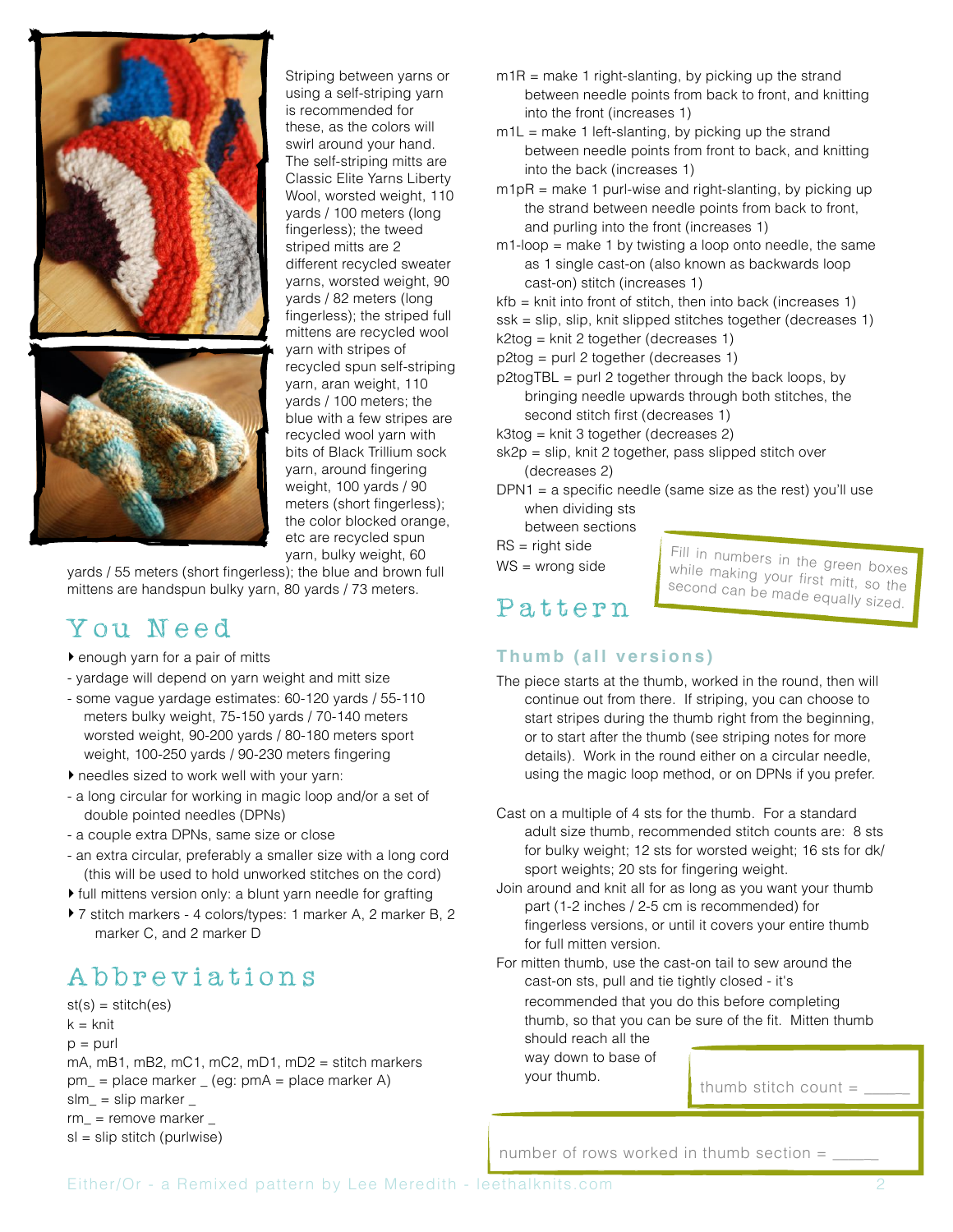Striping between yarns or using a self-striping yarn is recommended for these, as the colors will swirl around your hand. The self-striping mitts are Classic Elite Yarns Liberty Wool, worsted weight, 110 yards / 100 meters (long fingerless); the tweed striped mitts are 2 different recycled sweater yarns, worsted weight, 90 yards / 82 meters (long fingerless); the striped full mittens are recycled wool yarn with stripes of recycled spun self-striping yarn, aran weight, 110 yards / 100 meters; the blue with a few stripes are recycled wool yarn with bits of Black Trillium sock yarn, around fingering weight, 100 yards / 90 meters (short fingerless); the color blocked orange, etc are recycled spun yarn, bulky weight, 60 yards / 55 meters (short fingerless); the blue and brown full mittens are handspun bulky yarn, 80 yards / 73 meters.

## You Need

- enough yarn for a pair of mitts
  - yardage will depend on yarn weight and mitt size
  - some vague yardage estimates: 60-120 yards / 55-110 meters bulky weight, 75-150 yards / 70-140 meters worsted weight, 90-200 yards / 80-180 meters sport weight, 100-250 yards / 90-230 meters fingering
- needles sized to work well with your yarn:
  - a long circular for working in magic loop and/or a set of double pointed needles (DPNs)
  - a couple extra DPNs, same size or close
  - an extra circular, preferably a smaller size with a long cord (this will be used to hold unworked stitches on the cord)
- full mittens version only: a blunt yarn needle for grafting
- 7 stitch markers - 4 colors/types: 1 marker A, 2 marker B, 2 marker C, and 2 marker D

## Abbreviations

st(s) = stitch(es)
k = knit
p = purl
mA, mB1, mB2, mC1, mC2, mD1, mD2 = stitch markers
pm_ = place marker _ (eg: pmA = place marker A)
slm_ = slip marker _
rm_ = remove marker _
sl = slip stitch (purlwise)
m1R = make 1 right-slanting, by picking up the strand between needle points from back to front, and knitting into the front (increases 1)
m1L = make 1 left-slanting, by picking up the strand between needle points from front to back, and knitting into the back (increases 1)
m1pR = make 1 purl-wise and right-slanting, by picking up the strand between needle points from back to front, and purling into the front (increases 1)
m1-loop = make 1 by twisting a loop onto needle, the same as 1 single cast-on (also known as backwards loop cast-on) stitch (increases 1)
kfb = knit into front of stitch, then into back (increases 1)
ssk = slip, slip, knit slipped stitches together (decreases 1)
k2tog = knit 2 together (decreases 1)
p2tog = purl 2 together (decreases 1)
p2togTBL = purl 2 together through the back loops, by bringing needle upwards through both stitches, the second stitch first (decreases 1)
k3tog = knit 3 together (decreases 2)
sk2p = slip, knit 2 together, pass slipped stitch over (decreases 2)
DPN1 = a specific needle (same size as the rest) you'll use when dividing sts between sections
RS = right side
WS = wrong side

Fill in numbers in the green boxes while making your first mitt, so the second can be made equally sized.

## Pattern

### Thumb (all versions)

The piece starts at the thumb, worked in the round, then will continue out from there. If striping, you can choose to start stripes during the thumb right from the beginning, or to start after the thumb (see striping notes for more details). Work in the round either on a circular needle, using the magic loop method, or on DPNs if you prefer.

Cast on a multiple of 4 sts for the thumb. For a standard adult size thumb, recommended stitch counts are: 8 sts for bulky weight; 12 sts for worsted weight; 16 sts for dk/sport weights; 20 sts for fingering weight.

Join around and knit all for as long as you want your thumb part (1-2 inches / 2-5 cm is recommended) for fingerless versions, or until it covers your entire thumb for full mitten version.

For mitten thumb, use the cast-on tail to sew around the cast-on sts, pull and tie tightly closed - it's recommended that you do this before completing thumb, so that you can be sure of the fit. Mitten thumb should reach all the way down to base of your thumb.

thumb stitch count = _____

number of rows worked in thumb section = _____